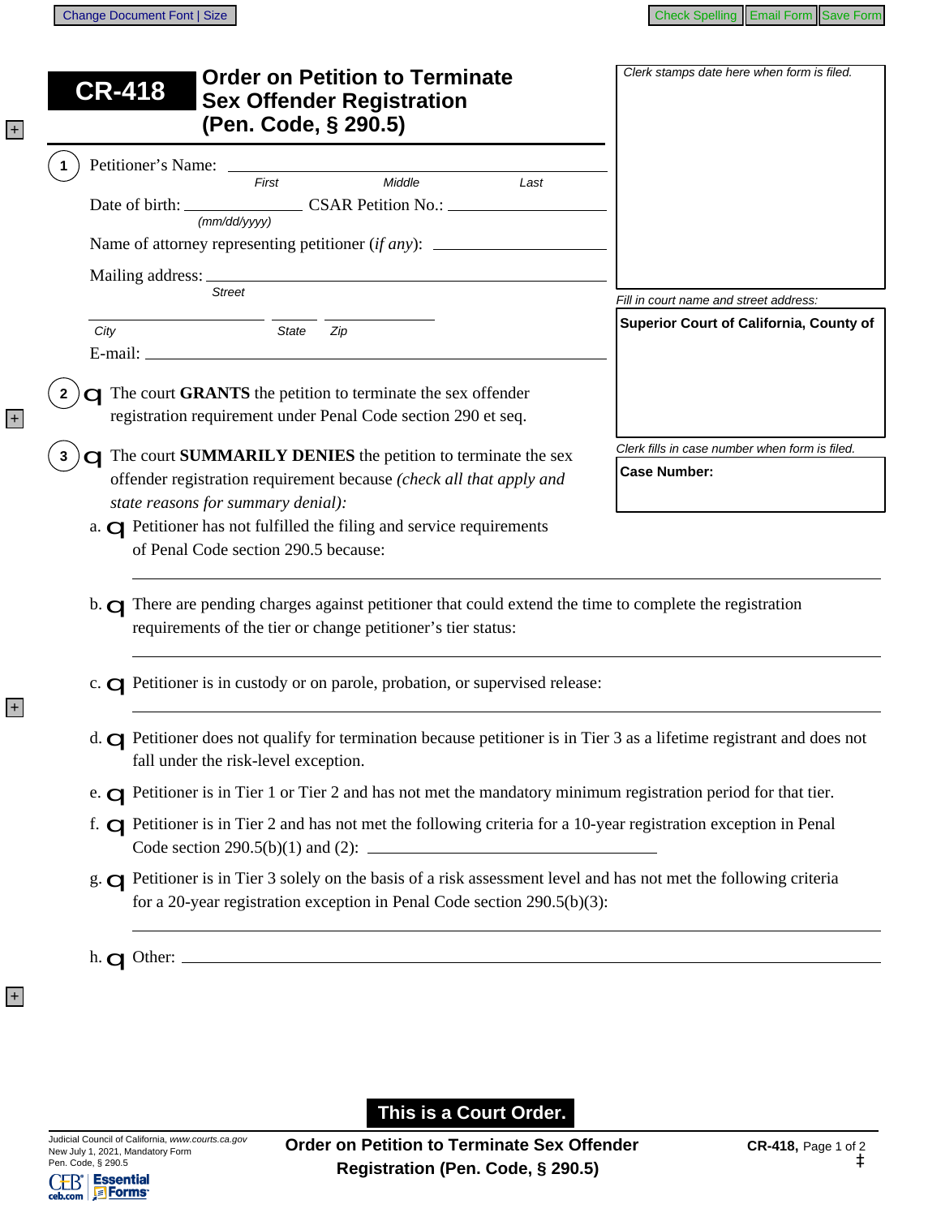# CR-418 Order on Petition to Terminate Sex Offender Registration (Pen. Code, § 290.5)

Clerk stamps date here when form is filed.

Fill in court name and street address:

**Superior Court of California, County of**

Clerk fills in case number when form is filed.

**Case Number:**

1. Petitioner's Name: ______________________________
   First Middle Last

   Date of birth: ______________ (mm/dd/yyyy) CSAR Petition No.: ______________

   Name of attorney representing petitioner (*if any*): ______________

   Mailing address: ______________________________
   Street

   ______________ ______ ______________
   City State Zip

   E-mail: ______________________________

2. ☐ The court **GRANTS** the petition to terminate the sex offender registration requirement under Penal Code section 290 et seq.

3. ☐ The court **SUMMARILY DENIES** the petition to terminate the sex offender registration requirement because *(check all that apply and state reasons for summary denial):*

   a. ☐ Petitioner has not fulfilled the filing and service requirements of Penal Code section 290.5 because:

   ______________________________

   b. ☐ There are pending charges against petitioner that could extend the time to complete the registration requirements of the tier or change petitioner's tier status:

   ______________________________

   c. ☐ Petitioner is in custody or on parole, probation, or supervised release:

   ______________________________

   d. ☐ Petitioner does not qualify for termination because petitioner is in Tier 3 as a lifetime registrant and does not fall under the risk-level exception.

   e. ☐ Petitioner is in Tier 1 or Tier 2 and has not met the mandatory minimum registration period for that tier.

   f. ☐ Petitioner is in Tier 2 and has not met the following criteria for a 10-year registration exception in Penal Code section 290.5(b)(1) and (2): ______________

   g. ☐ Petitioner is in Tier 3 solely on the basis of a risk assessment level and has not met the following criteria for a 20-year registration exception in Penal Code section 290.5(b)(3):

   ______________________________

   h. ☐ Other: ______________________________

**This is a Court Order.**

Judicial Council of California, *www.courts.ca.gov*
New July 1, 2021, Mandatory Form
Pen. Code, § 290.5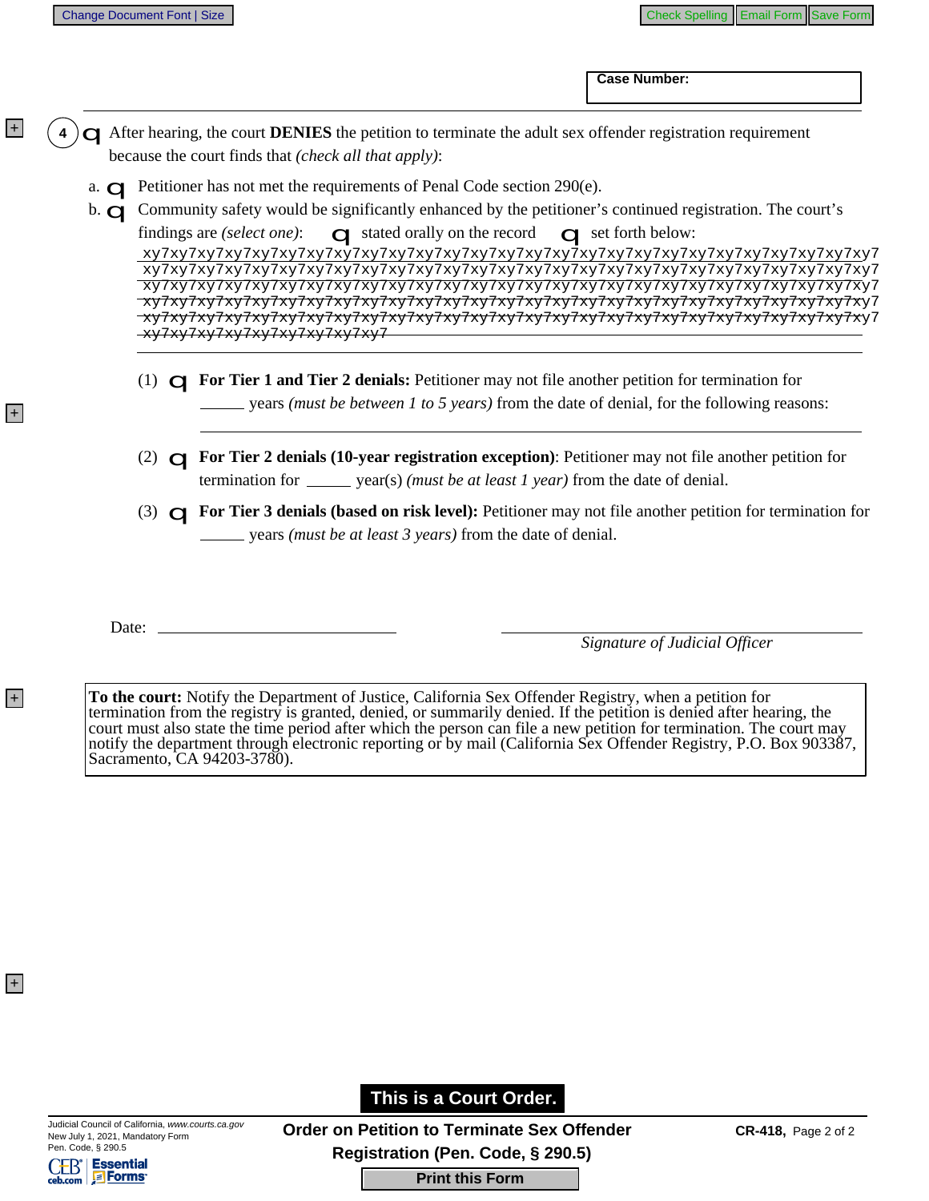**Case Number:**

4 ☐ After hearing, the court **DENIES** the petition to terminate the adult sex offender registration requirement because the court finds that *(check all that apply)*:

a. ☐ Petitioner has not met the requirements of Penal Code section 290(e).

b. ☐ Community safety would be significantly enhanced by the petitioner's continued registration. The court's findings are *(select one)*: ☐ stated orally on the record ☐ set forth below:

xy7xy7xy7xy7xy7xy7xy7xy7xy7xy7xy7xy7xy7xy7xy7xy7xy7xy7xy7xy7xy7xy7xy7xy7xy7xy7xy7xy7xy7xy7xy7xy7xy7xy7xy7xy7xy7xy7xy7xy7xy7xy7xy7xy7xy7xy7xy7xy7xy7xy7xy7xy7xy7xy7xy7xy7xy7xy7xy7xy7xy7xy7xy7xy7xy7xy7xy7xy7xy7xy7xy7xy7xy7xy7xy7xy7xy7xy7xy7xy7xy7xy7xy7xy7xy7xy7xy7xy7xy7xy7xy7xy7xy7xy7xy7xy7xy7xy7xy7xy7xy7xy7xy7xy7xy7xy7xy7xy7xy7xy7xy7xy7xy7xy7xy7xy7xy7xy7xy7xy7xy7xy7xy7xy7xy7xy7xy7xy7xy7xy7xy7xy7xy7xy7xy7xy7xy7xy7xy7xy7xy7xy7xy7xy7xy7xy7xy7xy7xy7xy7xy7xy7xy7xy7xy7xy7xy7xy7xy7xy7xy7xy7

(1) ☐ **For Tier 1 and Tier 2 denials:** Petitioner may not file another petition for termination for _____ years *(must be between 1 to 5 years)* from the date of denial, for the following reasons:

(2) ☐ **For Tier 2 denials (10-year registration exception)**: Petitioner may not file another petition for termination for _____ year(s) *(must be at least 1 year)* from the date of denial.

(3) ☐ **For Tier 3 denials (based on risk level):** Petitioner may not file another petition for termination for _____ years *(must be at least 3 years)* from the date of denial.

Date: ______________________________

______________________________
*Signature of Judicial Officer*

**To the court:** Notify the Department of Justice, California Sex Offender Registry, when a petition for termination from the registry is granted, denied, or summarily denied. If the petition is denied after hearing, the court must also state the time period after which the person can file a new petition for termination. The court may notify the department through electronic reporting or by mail (California Sex Offender Registry, P.O. Box 903387, Sacramento, CA 94203-3780).

**This is a Court Order.**

**Order on Petition to Terminate Sex Offender Registration (Pen. Code, § 290.5)**